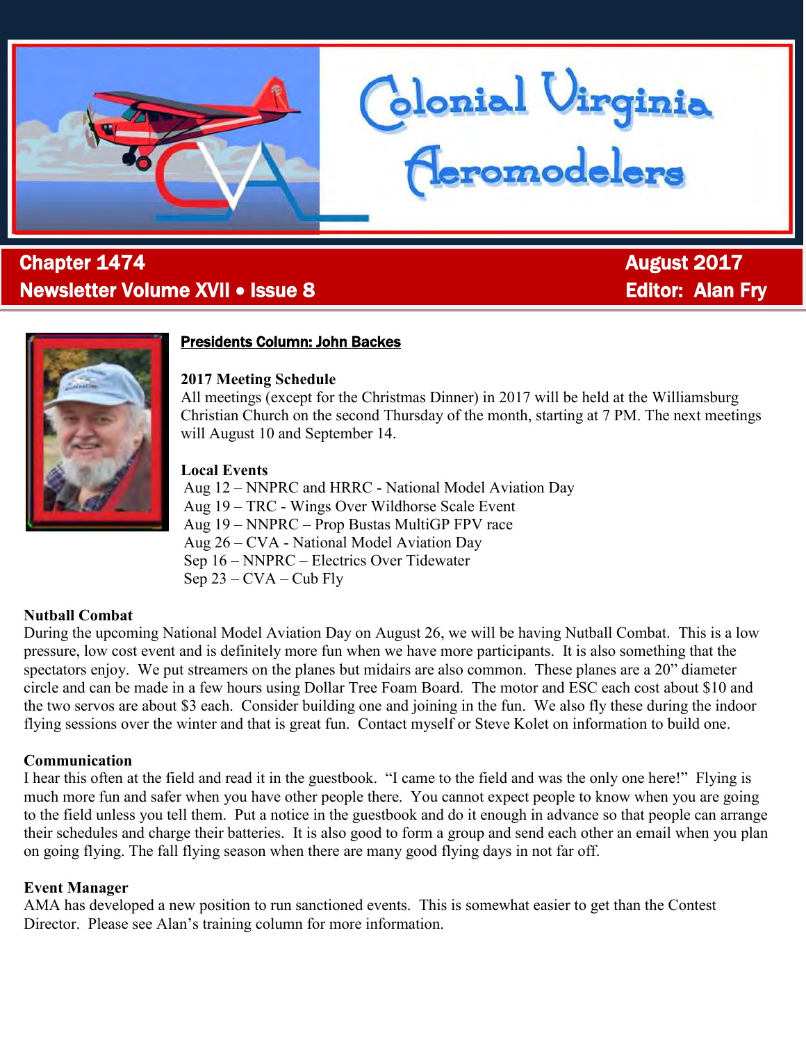# Colonial Virginia Aeromodelers

**Chapter 1474** | **August 2017**

**Newsletter Volume XVII • Issue 8** | **Editor: Alan Fry**

## Presidents Column: John Backes

### 2017 Meeting Schedule

All meetings (except for the Christmas Dinner) in 2017 will be held at the Williamsburg Christian Church on the second Thursday of the month, starting at 7 PM. The next meetings will August 10 and September 14.

### Local Events

- Aug 12 – NNPRC and HRRC - National Model Aviation Day
- Aug 19 – TRC - Wings Over Wildhorse Scale Event
- Aug 19 – NNPRC – Prop Bustas MultiGP FPV race
- Aug 26 – CVA - National Model Aviation Day
- Sep 16 – NNPRC – Electrics Over Tidewater
- Sep 23 – CVA – Cub Fly

### Nutball Combat

During the upcoming National Model Aviation Day on August 26, we will be having Nutball Combat. This is a low pressure, low cost event and is definitely more fun when we have more participants. It is also something that the spectators enjoy. We put streamers on the planes but midairs are also common. These planes are a 20" diameter circle and can be made in a few hours using Dollar Tree Foam Board. The motor and ESC each cost about $10 and the two servos are about $3 each. Consider building one and joining in the fun. We also fly these during the indoor flying sessions over the winter and that is great fun. Contact myself or Steve Kolet on information to build one.

### Communication

I hear this often at the field and read it in the guestbook. "I came to the field and was the only one here!" Flying is much more fun and safer when you have other people there. You cannot expect people to know when you are going to the field unless you tell them. Put a notice in the guestbook and do it enough in advance so that people can arrange their schedules and charge their batteries. It is also good to form a group and send each other an email when you plan on going flying. The fall flying season when there are many good flying days in not far off.

### Event Manager

AMA has developed a new position to run sanctioned events. This is somewhat easier to get than the Contest Director. Please see Alan's training column for more information.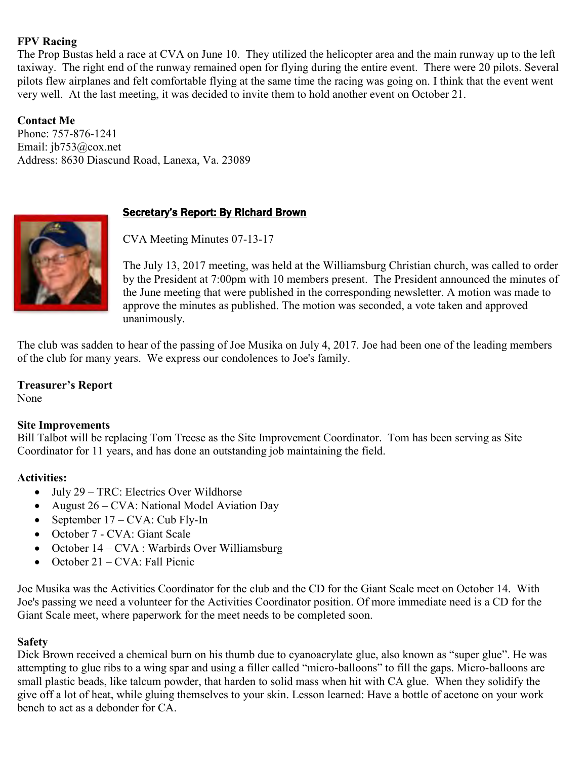**FPV Racing**

The Prop Bustas held a race at CVA on June 10. They utilized the helicopter area and the main runway up to the left taxiway. The right end of the runway remained open for flying during the entire event. There were 20 pilots. Several pilots flew airplanes and felt comfortable flying at the same time the racing was going on. I think that the event went very well. At the last meeting, it was decided to invite them to hold another event on October 21.

**Contact Me**

Phone: 757-876-1241
Email: jb753@cox.net
Address: 8630 Diascund Road, Lanexa, Va. 23089

## Secretary's Report: By Richard Brown

CVA Meeting Minutes 07-13-17

The July 13, 2017 meeting, was held at the Williamsburg Christian church, was called to order by the President at 7:00pm with 10 members present. The President announced the minutes of the June meeting that were published in the corresponding newsletter. A motion was made to approve the minutes as published. The motion was seconded, a vote taken and approved unanimously.

The club was sadden to hear of the passing of Joe Musika on July 4, 2017. Joe had been one of the leading members of the club for many years. We express our condolences to Joe's family.

**Treasurer's Report**

None

**Site Improvements**

Bill Talbot will be replacing Tom Treese as the Site Improvement Coordinator. Tom has been serving as Site Coordinator for 11 years, and has done an outstanding job maintaining the field.

**Activities:**

- July 29 – TRC: Electrics Over Wildhorse
- August 26 – CVA: National Model Aviation Day
- September 17 – CVA: Cub Fly-In
- October 7 - CVA: Giant Scale
- October 14 – CVA : Warbirds Over Williamsburg
- October 21 – CVA: Fall Picnic

Joe Musika was the Activities Coordinator for the club and the CD for the Giant Scale meet on October 14. With Joe's passing we need a volunteer for the Activities Coordinator position. Of more immediate need is a CD for the Giant Scale meet, where paperwork for the meet needs to be completed soon.

**Safety**

Dick Brown received a chemical burn on his thumb due to cyanoacrylate glue, also known as "super glue". He was attempting to glue ribs to a wing spar and using a filler called "micro-balloons" to fill the gaps. Micro-balloons are small plastic beads, like talcum powder, that harden to solid mass when hit with CA glue. When they solidify the give off a lot of heat, while gluing themselves to your skin. Lesson learned: Have a bottle of acetone on your work bench to act as a debonder for CA.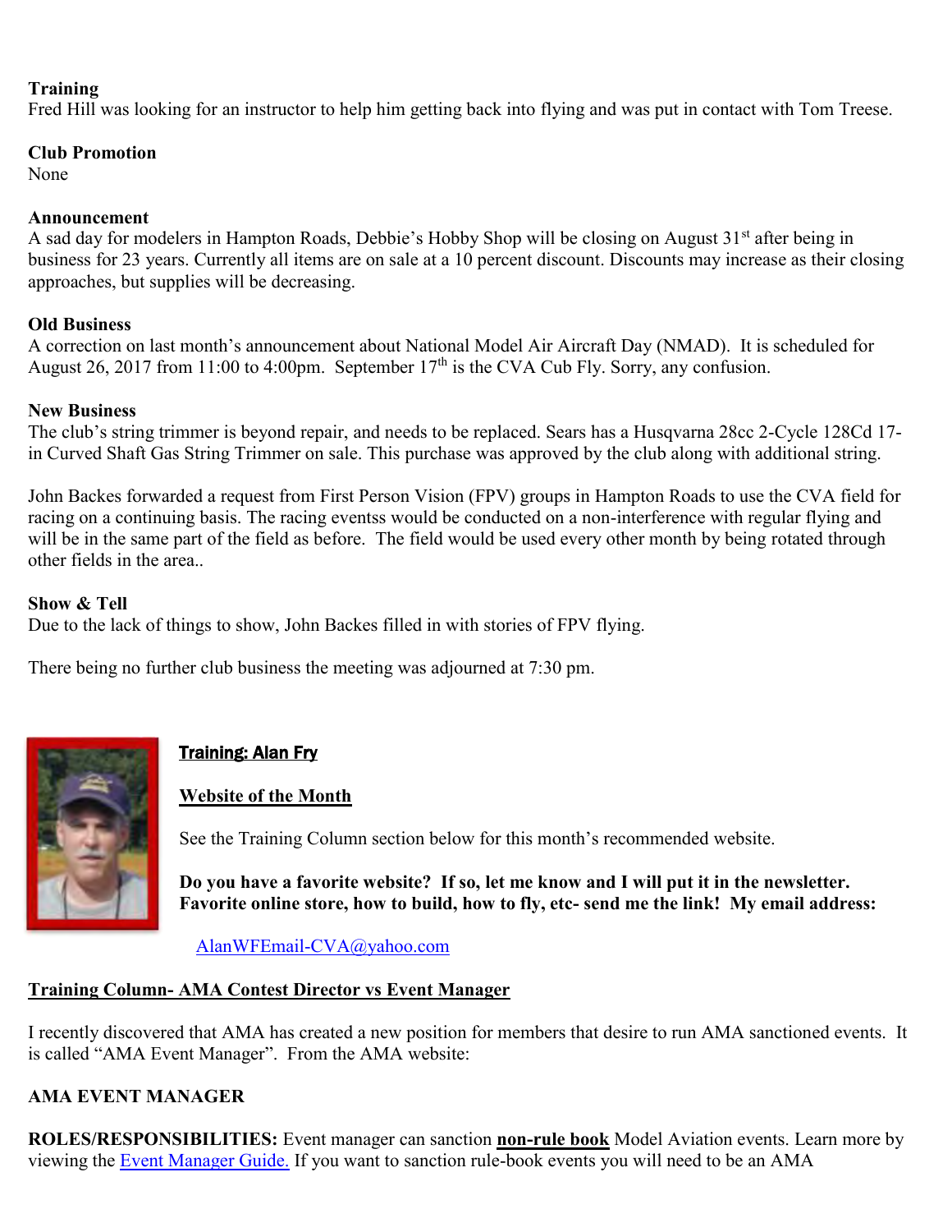**Training**
Fred Hill was looking for an instructor to help him getting back into flying and was put in contact with Tom Treese.

**Club Promotion**
None

**Announcement**
A sad day for modelers in Hampton Roads, Debbie's Hobby Shop will be closing on August 31st after being in business for 23 years. Currently all items are on sale at a 10 percent discount. Discounts may increase as their closing approaches, but supplies will be decreasing.

**Old Business**
A correction on last month's announcement about National Model Air Aircraft Day (NMAD). It is scheduled for August 26, 2017 from 11:00 to 4:00pm. September 17th is the CVA Cub Fly. Sorry, any confusion.

**New Business**
The club's string trimmer is beyond repair, and needs to be replaced. Sears has a Husqvarna 28cc 2-Cycle 128Cd 17-in Curved Shaft Gas String Trimmer on sale. This purchase was approved by the club along with additional string.

John Backes forwarded a request from First Person Vision (FPV) groups in Hampton Roads to use the CVA field for racing on a continuing basis. The racing eventss would be conducted on a non-interference with regular flying and will be in the same part of the field as before. The field would be used every other month by being rotated through other fields in the area..

**Show & Tell**
Due to the lack of things to show, John Backes filled in with stories of FPV flying.

There being no further club business the meeting was adjourned at 7:30 pm.

## Training: Alan Fry

**Website of the Month**

See the Training Column section below for this month's recommended website.

**Do you have a favorite website? If so, let me know and I will put it in the newsletter. Favorite online store, how to build, how to fly, etc- send me the link! My email address:**

AlanWFEmail-CVA@yahoo.com

## Training Column- AMA Contest Director vs Event Manager

I recently discovered that AMA has created a new position for members that desire to run AMA sanctioned events. It is called "AMA Event Manager". From the AMA website:

**AMA EVENT MANAGER**

**ROLES/RESPONSIBILITIES:** Event manager can sanction **non-rule book** Model Aviation events. Learn more by viewing the Event Manager Guide. If you want to sanction rule-book events you will need to be an AMA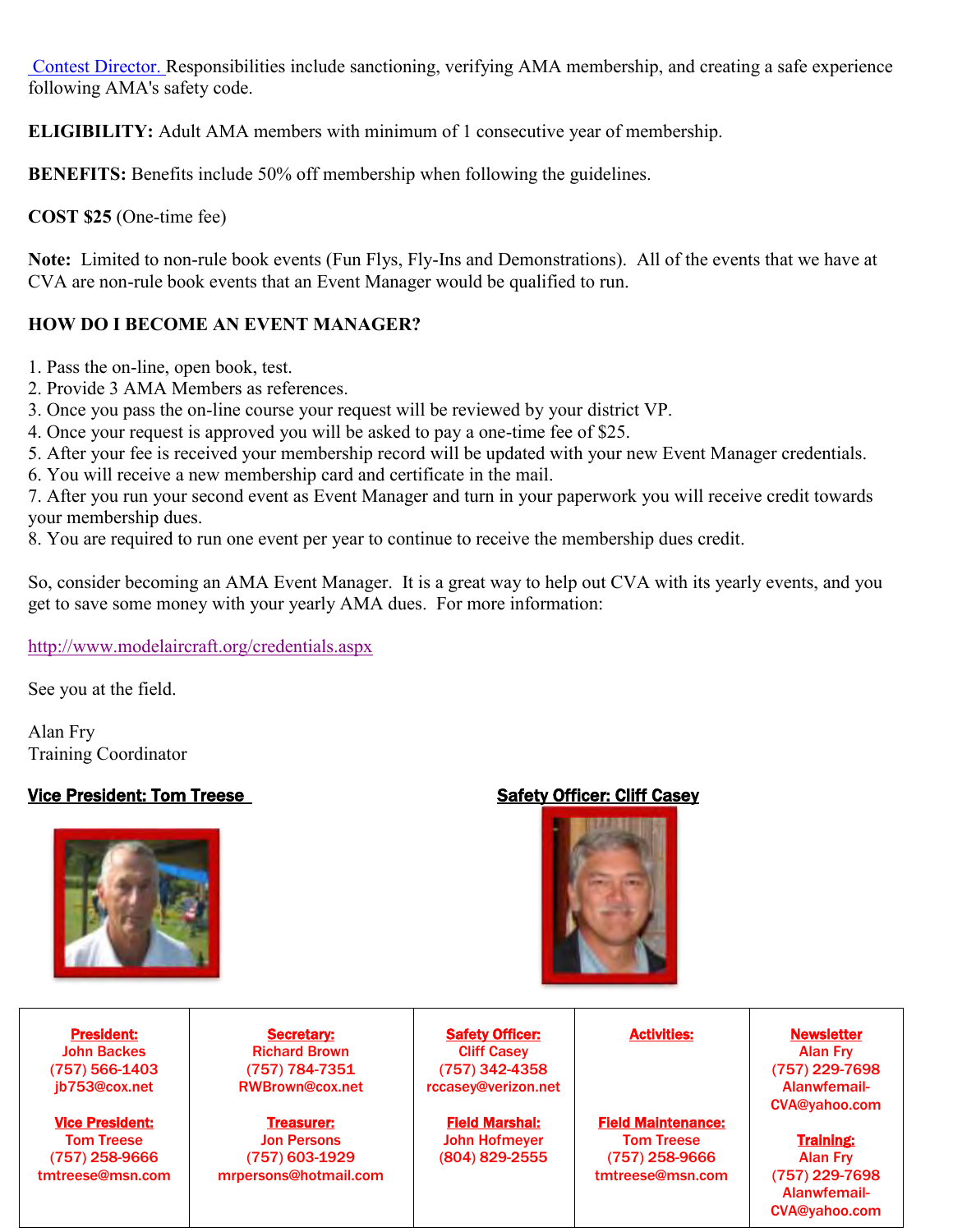[Contest Director.](#) Responsibilities include sanctioning, verifying AMA membership, and creating a safe experience following AMA's safety code.

**ELIGIBILITY:** Adult AMA members with minimum of 1 consecutive year of membership.

**BENEFITS:** Benefits include 50% off membership when following the guidelines.

**COST $25** (One-time fee)

**Note:** Limited to non-rule book events (Fun Flys, Fly-Ins and Demonstrations). All of the events that we have at CVA are non-rule book events that an Event Manager would be qualified to run.

**HOW DO I BECOME AN EVENT MANAGER?**

1. Pass the on-line, open book, test.
2. Provide 3 AMA Members as references.
3. Once you pass the on-line course your request will be reviewed by your district VP.
4. Once your request is approved you will be asked to pay a one-time fee of $25.
5. After your fee is received your membership record will be updated with your new Event Manager credentials.
6. You will receive a new membership card and certificate in the mail.
7. After you run your second event as Event Manager and turn in your paperwork you will receive credit towards your membership dues.
8. You are required to run one event per year to continue to receive the membership dues credit.

So, consider becoming an AMA Event Manager. It is a great way to help out CVA with its yearly events, and you get to save some money with your yearly AMA dues. For more information:

http://www.modelaircraft.org/credentials.aspx

See you at the field.

Alan Fry
Training Coordinator

**Vice President: Tom Treese**

**Safety Officer: Cliff Casey**

| | | | | |
|---|---|---|---|---|
| **President:** John Backes (757) 566-1403 jb753@cox.net | **Secretary:** Richard Brown (757) 784-7351 RWBrown@cox.net | **Safety Officer:** Cliff Casey (757) 342-4358 rccasey@verizon.net | **Activities:** | **Newsletter** Alan Fry (757) 229-7698 Alanwfemail-CVA@yahoo.com |
| **Vice President:** Tom Treese (757) 258-9666 tmtreese@msn.com | **Treasurer:** Jon Persons (757) 603-1929 mrpersons@hotmail.com | **Field Marshal:** John Hofmeyer (804) 829-2555 | **Field Maintenance:** Tom Treese (757) 258-9666 tmtreese@msn.com | **Training:** Alan Fry (757) 229-7698 Alanwfemail-CVA@yahoo.com |